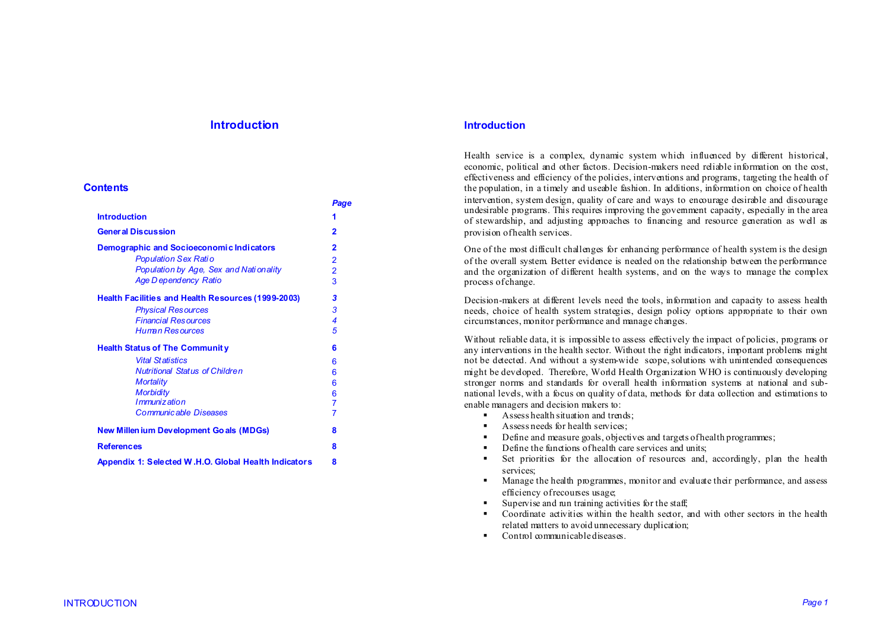# Introduction

## Contents

| | Page |
|---|---|
| **Introduction** | **1** |
| **General Discussion** | **2** |
| **Demographic and Socioeconomic Indicators** | **2** |
| *Population Sex Ratio* | 2 |
| *Population by Age, Sex and Nationality* | 2 |
| *Age Dependency Ratio* | 3 |
| **Health Facilities and Health Resources (1999-2003)** | ***3*** |
| *Physical Resources* | *3* |
| *Financial Resources* | *4* |
| *Human Resources* | *5* |
| **Health Status of The Community** | **6** |
| *Vital Statistics* | 6 |
| *Nutritional Status of Children* | 6 |
| *Mortality* | 6 |
| *Morbidity* | 6 |
| *Immunization* | 7 |
| *Communicable Diseases* | 7 |
| **New Millenium Development Goals (MDGs)** | **8** |
| **References** | **8** |
| **Appendix 1: Selected W.H.O. Global Health Indicators** | **8** |

## Introduction

Health service is a complex, dynamic system which influenced by different historical, economic, political and other factors. Decision-makers need reliable information on the cost, effectiveness and efficiency of the policies, interventions and programs, targeting the health of the population, in a timely and useable fashion. In additions, information on choice of health intervention, system design, quality of care and ways to encourage desirable and discourage undesirable programs. This requires improving the government capacity, especially in the area of stewardship, and adjusting approaches to financing and resource generation as well as provision of health services.

One of the most difficult challenges for enhancing performance of health system is the design of the overall system. Better evidence is needed on the relationship between the performance and the organization of different health systems, and on the ways to manage the complex process of change.

Decision-makers at different levels need the tools, information and capacity to assess health needs, choice of health system strategies, design policy options appropriate to their own circumstances, monitor performance and manage changes.

Without reliable data, it is impossible to assess effectively the impact of policies, programs or any interventions in the health sector. Without the right indicators, important problems might not be detected. And without a system-wide scope, solutions with unintended consequences might be developed. Therefore, World Health Organization WHO is continuously developing stronger norms and standards for overall health information systems at national and sub-national levels, with a focus on quality of data, methods for data collection and estimations to enable managers and decision makers to:

- Assess health situation and trends;
- Assess needs for health services;
- Define and measure goals, objectives and targets of health programmes;
- Define the functions of health care services and units;
- Set priorities for the allocation of resources and, accordingly, plan the health services;
- Manage the health programmes, monitor and evaluate their performance, and assess efficiency of recourses usage;
- Supervise and run training activities for the staff;
- Coordinate activities within the health sector, and with other sectors in the health related matters to avoid unnecessary duplication;
- Control communicable diseases.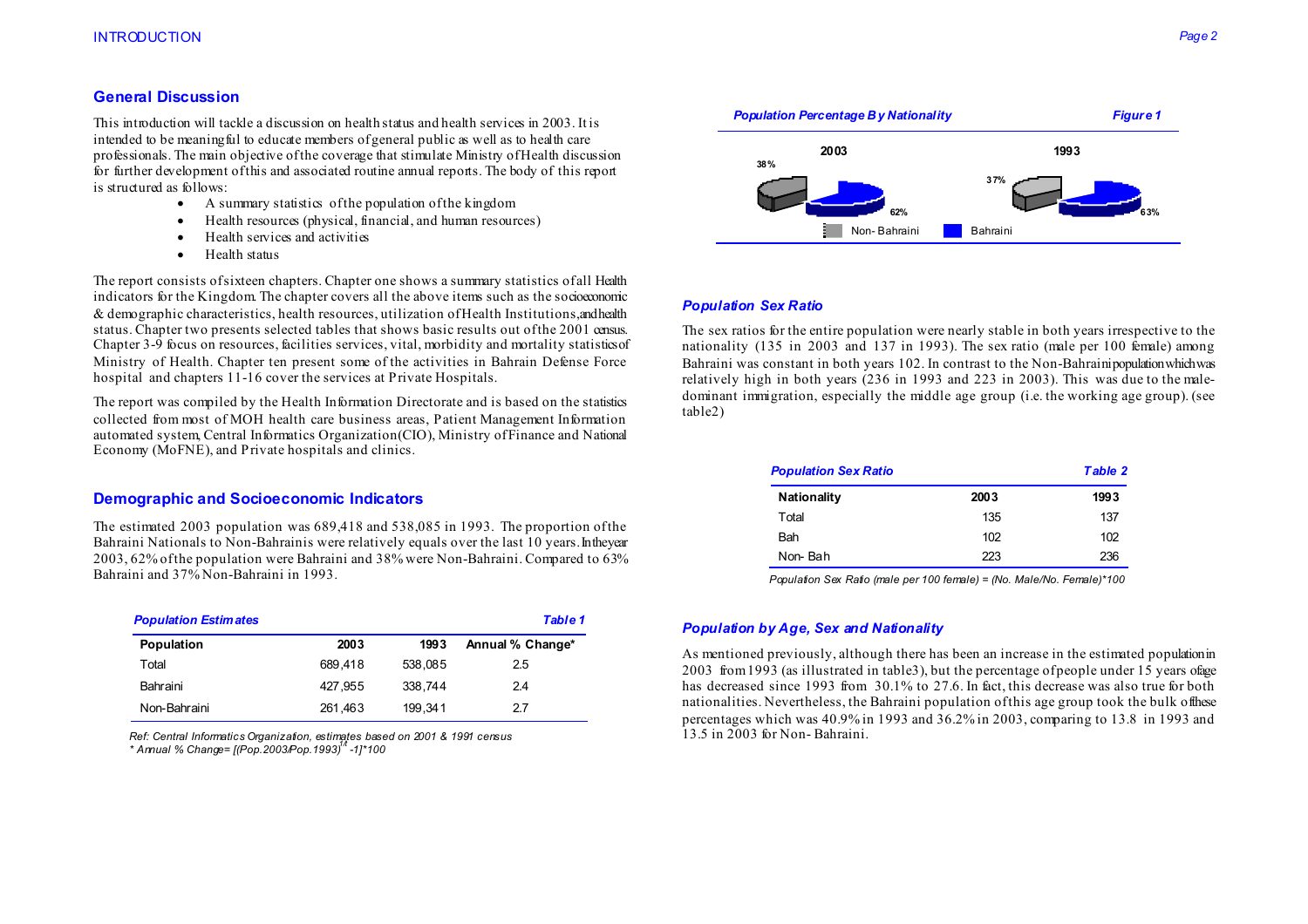## General Discussion

This introduction will tackle a discussion on health status and health services in 2003. It is intended to be meaningful to educate members of general public as well as to health care professionals. The main objective of the coverage that stimulate Ministry of Health discussion for further development of this and associated routine annual reports. The body of this report is structured as follows:

- A summary statistics of the population of the kingdom
- Health resources (physical, financial, and human resources)
- Health services and activities
- Health status

The report consists of sixteen chapters. Chapter one shows a summary statistics of all Health indicators for the Kingdom. The chapter covers all the above items such as the socioeconomic & demographic characteristics, health resources, utilization of Health Institutions, and health status. Chapter two presents selected tables that shows basic results out of the 2001 census. Chapter 3-9 focus on resources, facilities services, vital, morbidity and mortality statistics of Ministry of Health. Chapter ten present some of the activities in Bahrain Defense Force hospital and chapters 11-16 cover the services at Private Hospitals.

The report was compiled by the Health Information Directorate and is based on the statistics collected from most of MOH health care business areas, Patient Management Information automated system, Central Informatics Organization(CIO), Ministry of Finance and National Economy (MoFNE), and Private hospitals and clinics.

## Demographic and Socioeconomic Indicators

The estimated 2003 population was 689,418 and 538,085 in 1993. The proportion of the Bahraini Nationals to Non-Bahrainis were relatively equals over the last 10 years. In the year 2003, 62% of the population were Bahraini and 38% were Non-Bahraini. Compared to 63% Bahraini and 37% Non-Bahraini in 1993.

*Population Estimates* — *Table 1*

| Population | 2003 | 1993 | Annual % Change* |
|---|---|---|---|
| Total | 689,418 | 538,085 | 2.5 |
| Bahraini | 427,955 | 338,744 | 2.4 |
| Non-Bahraini | 261,463 | 199,341 | 2.7 |

*Ref: Central Informatics Organization, estimates based on 2001 & 1991 census*
*\* Annual % Change= [(Pop.2003/Pop.1993)$^{1/t}$ -1]\*100*

*Population Percentage By Nationality* — *Figure 1*

| Nationality | 2003 | 1993 |
|---|---|---|
| Non-Bahraini | 38% | 37% |
| Bahraini | 62% | 63% |

### Population Sex Ratio

The sex ratios for the entire population were nearly stable in both years irrespective to the nationality (135 in 2003 and 137 in 1993). The sex ratio (male per 100 female) among Bahraini was constant in both years 102. In contrast to the Non-Bahraini population which was relatively high in both years (236 in 1993 and 223 in 2003). This was due to the male-dominant immigration, especially the middle age group (i.e. the working age group). (see table2)

*Population Sex Ratio* — *Table 2*

| Nationality | 2003 | 1993 |
|---|---|---|
| Total | 135 | 137 |
| Bah | 102 | 102 |
| Non- Bah | 223 | 236 |

*Population Sex Ratio (male per 100 female) = (No. Male/No. Female)\*100*

### Population by Age, Sex and Nationality

As mentioned previously, although there has been an increase in the estimated population in 2003 from 1993 (as illustrated in table3), but the percentage of people under 15 years of age has decreased since 1993 from 30.1% to 27.6. In fact, this decrease was also true for both nationalities. Nevertheless, the Bahraini population of this age group took the bulk of these percentages which was 40.9% in 1993 and 36.2% in 2003, comparing to 13.8 in 1993 and 13.5 in 2003 for Non- Bahraini.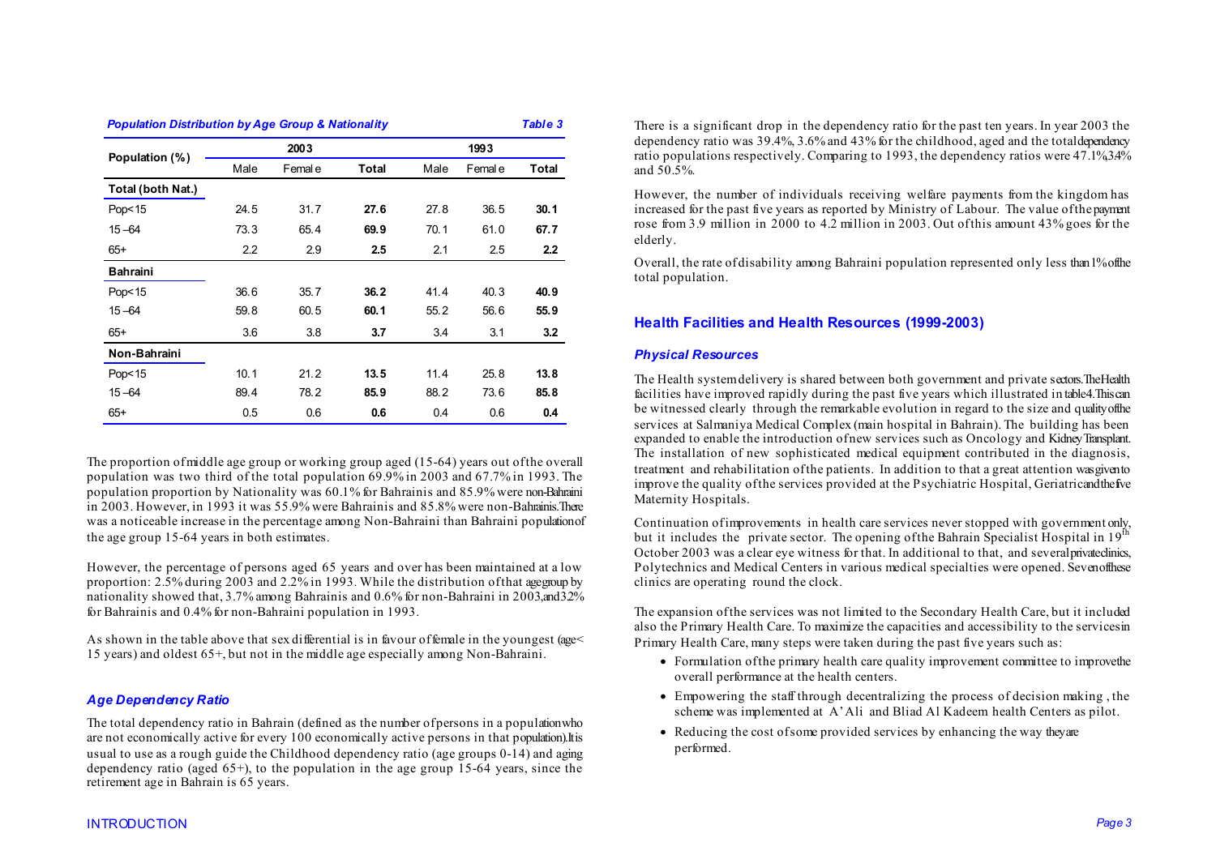*Population Distribution by Age Group & Nationality* — *Table 3*

| Population (%) | 2003 | | | 1993 | | |
|---|---|---|---|---|---|---|
| | Male | Female | **Total** | Male | Female | **Total** |
| **Total (both Nat.)** | | | | | | |
| Pop<15 | 24.5 | 31.7 | **27.6** | 27.8 | 36.5 | **30.1** |
| 15 –64 | 73.3 | 65.4 | **69.9** | 70.1 | 61.0 | **67.7** |
| 65+ | 2.2 | 2.9 | **2.5** | 2.1 | 2.5 | **2.2** |
| **Bahraini** | | | | | | |
| Pop<15 | 36.6 | 35.7 | **36.2** | 41.4 | 40.3 | **40.9** |
| 15 –64 | 59.8 | 60.5 | **60.1** | 55.2 | 56.6 | **55.9** |
| 65+ | 3.6 | 3.8 | **3.7** | 3.4 | 3.1 | **3.2** |
| **Non-Bahraini** | | | | | | |
| Pop<15 | 10.1 | 21.2 | **13.5** | 11.4 | 25.8 | **13.8** |
| 15 –64 | 89.4 | 78.2 | **85.9** | 88.2 | 73.6 | **85.8** |
| 65+ | 0.5 | 0.6 | **0.6** | 0.4 | 0.6 | **0.4** |

The proportion of middle age group or working group aged (15-64) years out of the overall population was two third of the total population 69.9% in 2003 and 67.7% in 1993. The population proportion by Nationality was 60.1% for Bahrainis and 85.9% were non-Bahraini in 2003. However, in 1993 it was 55.9% were Bahrainis and 85.8% were non-Bahrainis. There was a noticeable increase in the percentage among Non-Bahraini than Bahraini population of the age group 15-64 years in both estimates.

However, the percentage of persons aged 65 years and over has been maintained at a low proportion: 2.5% during 2003 and 2.2% in 1993. While the distribution of that age group by nationality showed that, 3.7% among Bahrainis and 0.6% for non-Bahraini in 2003, and 32% for Bahrainis and 0.4% for non-Bahraini population in 1993.

As shown in the table above that sex differential is in favour of female in the youngest (age< 15 years) and oldest 65+, but not in the middle age especially among Non-Bahraini.

### *Age Dependency Ratio*

The total dependency ratio in Bahrain (defined as the number of persons in a population who are not economically active for every 100 economically active persons in that population). It is usual to use as a rough guide the Childhood dependency ratio (age groups 0-14) and aging dependency ratio (aged 65+), to the population in the age group 15-64 years, since the retirement age in Bahrain is 65 years.

There is a significant drop in the dependency ratio for the past ten years. In year 2003 the dependency ratio was 39.4%, 3.6% and 43% for the childhood, aged and the total dependency ratio populations respectively. Comparing to 1993, the dependency ratios were 47.1%, 3.4% and 50.5%.

However, the number of individuals receiving welfare payments from the kingdom has increased for the past five years as reported by Ministry of Labour. The value of the payment rose from 3.9 million in 2000 to 4.2 million in 2003. Out of this amount 43% goes for the elderly.

Overall, the rate of disability among Bahraini population represented only less than 1% of the total population.

## Health Facilities and Health Resources (1999-2003)

### *Physical Resources*

The Health system delivery is shared between both government and private sectors. The Health facilities have improved rapidly during the past five years which illustrated in table 4. This can be witnessed clearly through the remarkable evolution in regard to the size and quality of the services at Salmaniya Medical Complex (main hospital in Bahrain). The building has been expanded to enable the introduction of new services such as Oncology and Kidney Transplant. The installation of new sophisticated medical equipment contributed in the diagnosis, treatment and rehabilitation of the patients. In addition to that a great attention was given to improve the quality of the services provided at the Psychiatric Hospital, Geriatric and the five Maternity Hospitals.

Continuation of improvements in health care services never stopped with government only, but it includes the private sector. The opening of the Bahrain Specialist Hospital in 19th October 2003 was a clear eye witness for that. In additional to that, and several private clinics, Polytechnics and Medical Centers in various medical specialties were opened. Seven of these clinics are operating round the clock.

The expansion of the services was not limited to the Secondary Health Care, but it included also the Primary Health Care. To maximize the capacities and accessibility to the services in Primary Health Care, many steps were taken during the past five years such as:

- Formulation of the primary health care quality improvement committee to improve the overall performance at the health centers.
- Empowering the staff through decentralizing the process of decision making , the scheme was implemented at A'Ali and Bliad Al Kadeem health Centers as pilot.
- Reducing the cost of some provided services by enhancing the way they are performed.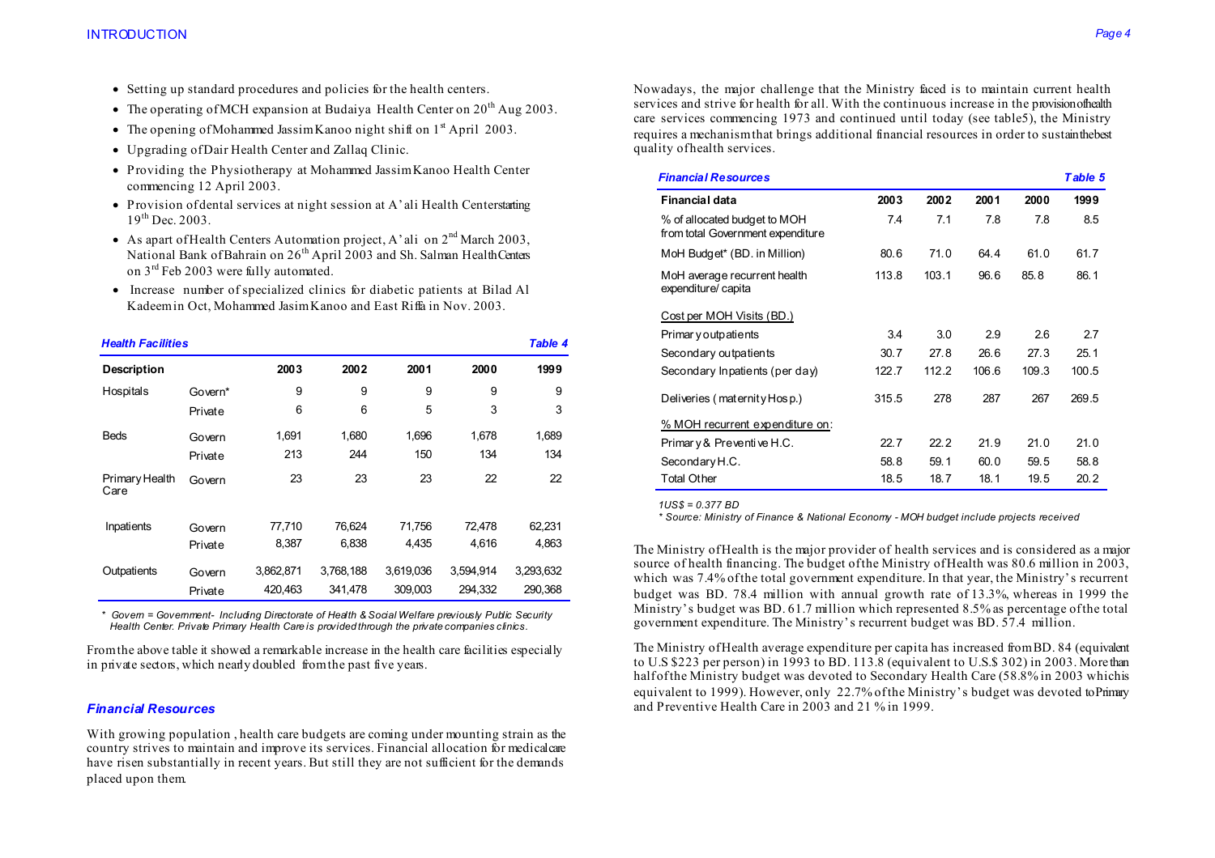- Setting up standard procedures and policies for the health centers.
- The operating of MCH expansion at Budaiya Health Center on 20th Aug 2003.
- The opening of Mohammed Jassim Kanoo night shift on 1st April 2003.
- Upgrading of Dair Health Center and Zallaq Clinic.
- Providing the Physiotherapy at Mohammed Jassim Kanoo Health Center commencing 12 April 2003.
- Provision of dental services at night session at A'ali Health Center starting 19th Dec. 2003.
- As apart of Health Centers Automation project, A'ali on 2nd March 2003, National Bank of Bahrain on 26th April 2003 and Sh. Salman Health Centers on 3rd Feb 2003 were fully automated.
- Increase number of specialized clinics for diabetic patients at Bilad Al Kadeem in Oct, Mohammed Jasim Kanoo and East Riffa in Nov. 2003.

***Health Facilities*** — ***Table 4***

| Description | | 2003 | 2002 | 2001 | 2000 | 1999 |
|---|---|---|---|---|---|---|
| Hospitals | Govern* | 9 | 9 | 9 | 9 | 9 |
| | Private | 6 | 6 | 5 | 3 | 3 |
| Beds | Govern | 1,691 | 1,680 | 1,696 | 1,678 | 1,689 |
| | Private | 213 | 244 | 150 | 134 | 134 |
| Primary Health Care | Govern | 23 | 23 | 23 | 22 | 22 |
| Inpatients | Govern | 77,710 | 76,624 | 71,756 | 72,478 | 62,231 |
| | Private | 8,387 | 6,838 | 4,435 | 4,616 | 4,863 |
| Outpatients | Govern | 3,862,871 | 3,768,188 | 3,619,036 | 3,594,914 | 3,293,632 |
| | Private | 420,463 | 341,478 | 309,003 | 294,332 | 290,368 |

*\* Govern = Government- Including Directorate of Health & Social Welfare previously Public Security Health Center. Private Primary Health Care is provided through the private companies clinics.*

From the above table it showed a remarkable increase in the health care facilities especially in private sectors, which nearly doubled from the past five years.

### *Financial Resources*

With growing population , health care budgets are coming under mounting strain as the country strives to maintain and improve its services. Financial allocation for medical care have risen substantially in recent years. But still they are not sufficient for the demands placed upon them.

Nowadays, the major challenge that the Ministry faced is to maintain current health services and strive for health for all. With the continuous increase in the provision of health care services commencing 1973 and continued until today (see table5), the Ministry requires a mechanism that brings additional financial resources in order to sustain the best quality of health services.

***Financial Resources*** — ***Table 5***

| Financial data | 2003 | 2002 | 2001 | 2000 | 1999 |
|---|---|---|---|---|---|
| % of allocated budget to MOH from total Government expenditure | 7.4 | 7.1 | 7.8 | 7.8 | 8.5 |
| MoH Budget* (BD. in Million) | 80.6 | 71.0 | 64.4 | 61.0 | 61.7 |
| MoH average recurrent health expenditure/ capita | 113.8 | 103.1 | 96.6 | 85.8 | 86.1 |
| Cost per MOH Visits (BD.) | | | | | |
| Primary outpatients | 3.4 | 3.0 | 2.9 | 2.6 | 2.7 |
| Secondary outpatients | 30.7 | 27.8 | 26.6 | 27.3 | 25.1 |
| Secondary Inpatients (per day) | 122.7 | 112.2 | 106.6 | 109.3 | 100.5 |
| Deliveries ( maternity Hosp.) | 315.5 | 278 | 287 | 267 | 269.5 |
| % MOH recurrent expenditure on: | | | | | |
| Primary & Preventive H.C. | 22.7 | 22.2 | 21.9 | 21.0 | 21.0 |
| Secondary H.C. | 58.8 | 59.1 | 60.0 | 59.5 | 58.8 |
| Total Other | 18.5 | 18.7 | 18.1 | 19.5 | 20.2 |

*1US$ = 0.377 BD*

*\* Source: Ministry of Finance & National Economy - MOH budget include projects received*

The Ministry of Health is the major provider of health services and is considered as a major source of health financing. The budget of the Ministry of Health was 80.6 million in 2003, which was 7.4% of the total government expenditure. In that year, the Ministry's recurrent budget was BD. 78.4 million with annual growth rate of 13.3%, whereas in 1999 the Ministry's budget was BD. 61.7 million which represented 8.5% as percentage of the total government expenditure. The Ministry's recurrent budget was BD. 57.4 million.

The Ministry of Health average expenditure per capita has increased from BD. 84 (equivalent to U.S $223 per person) in 1993 to BD. 113.8 (equivalent to U.S.$ 302) in 2003. More than half of the Ministry budget was devoted to Secondary Health Care (58.8% in 2003 which is equivalent to 1999). However, only 22.7% of the Ministry's budget was devoted to Primary and Preventive Health Care in 2003 and 21 % in 1999.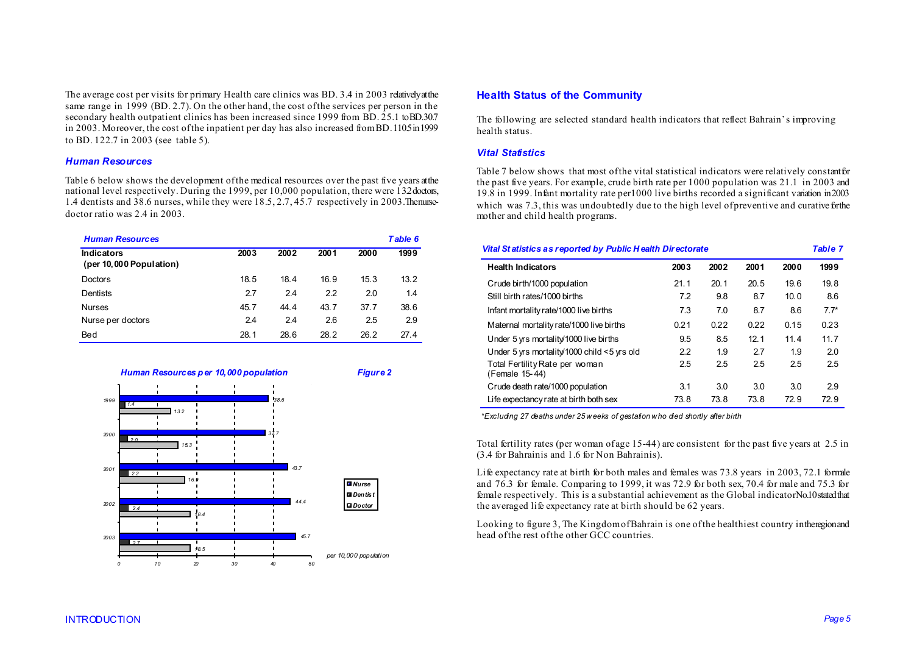The average cost per visits for primary Health care clinics was BD. 3.4 in 2003 relatively at the same range in 1999 (BD. 2.7). On the other hand, the cost of the services per person in the secondary health outpatient clinics has been increased since 1999 from BD. 25.1 to BD. 30.7 in 2003. Moreover, the cost of the inpatient per day has also increased from BD. 110.5 in 1999 to BD. 122.7 in 2003 (see table 5).

### *Human Resources*

Table 6 below shows the development of the medical resources over the past five years at the national level respectively. During the 1999, per 10,000 population, there were 132 doctors, 1.4 dentists and 38.6 nurses, while they were 18.5, 2.7, 45.7 respectively in 2003. The nurse-doctor ratio was 2.4 in 2003.

***Human Resources*** — ***Table 6***

| Indicators (per 10,000 Population) | 2003 | 2002 | 2001 | 2000 | 1999 |
|---|---|---|---|---|---|
| Doctors | 18.5 | 18.4 | 16.9 | 15.3 | 13.2 |
| Dentists | 2.7 | 2.4 | 2.2 | 2.0 | 1.4 |
| Nurses | 45.7 | 44.4 | 43.7 | 37.7 | 38.6 |
| Nurse per doctors | 2.4 | 2.4 | 2.6 | 2.5 | 2.9 |
| Bed | 28.1 | 28.6 | 28.2 | 26.2 | 27.4 |

***Human Resources per 10,000 population*** — ***Figure 2***

| Year | Nurse | Dentist | Doctor |
|---|---|---|---|
| 1999 | 38.6 | 1.4 | 13.2 |
| 2000 | 37.7 | 2.0 | 15.3 |
| 2001 | 43.7 | 2.2 | 16.9 |
| 2002 | 44.4 | 2.4 | 18.4 |
| 2003 | 45.7 | 2.7 | 18.5 |

*per 10,000 population*

## Health Status of the Community

The following are selected standard health indicators that reflect Bahrain's improving health status.

### *Vital Statistics*

Table 7 below shows that most of the vital statistical indicators were relatively constant for the past five years. For example, crude birth rate per 1000 population was 21.1 in 2003 and 19.8 in 1999. Infant mortality rate per1000 live births recorded a significant variation in 2003 which was 7.3, this was undoubtedly due to the high level of preventive and curative for the mother and child health programs.

***Vital Statistics as reported by Public Health Directorate*** — ***Table 7***

| Health Indicators | 2003 | 2002 | 2001 | 2000 | 1999 |
|---|---|---|---|---|---|
| Crude birth/1000 population | 21.1 | 20.1 | 20.5 | 19.6 | 19.8 |
| Still birth rates/1000 births | 7.2 | 9.8 | 8.7 | 10.0 | 8.6 |
| Infant mortality rate/1000 live births | 7.3 | 7.0 | 8.7 | 8.6 | 7.7* |
| Maternal mortality rate/1000 live births | 0.21 | 0.22 | 0.22 | 0.15 | 0.23 |
| Under 5 yrs mortality/1000 live births | 9.5 | 8.5 | 12.1 | 11.4 | 11.7 |
| Under 5 yrs mortality/1000 child <5 yrs old | 2.2 | 1.9 | 2.7 | 1.9 | 2.0 |
| Total Fertility Rate per woman (Female 15-44) | 2.5 | 2.5 | 2.5 | 2.5 | 2.5 |
| Crude death rate/1000 population | 3.1 | 3.0 | 3.0 | 3.0 | 2.9 |
| Life expectancy rate at birth both sex | 73.8 | 73.8 | 73.8 | 72.9 | 72.9 |

*\*Excluding 27 deaths under 25 weeks of gestation who died shortly after birth*

Total fertility rates (per woman of age 15-44) are consistent for the past five years at 2.5 in (3.4 for Bahrainis and 1.6 for Non Bahrainis).

Life expectancy rate at birth for both males and females was 73.8 years in 2003, 72.1 for male and 76.3 for female. Comparing to 1999, it was 72.9 for both sex, 70.4 for male and 75.3 for female respectively. This is a substantial achievement as the Global indicator No.10 stated that the averaged life expectancy rate at birth should be 62 years.

Looking to figure 3, The Kingdom of Bahrain is one of the healthiest country in the region and head of the rest of the other GCC countries.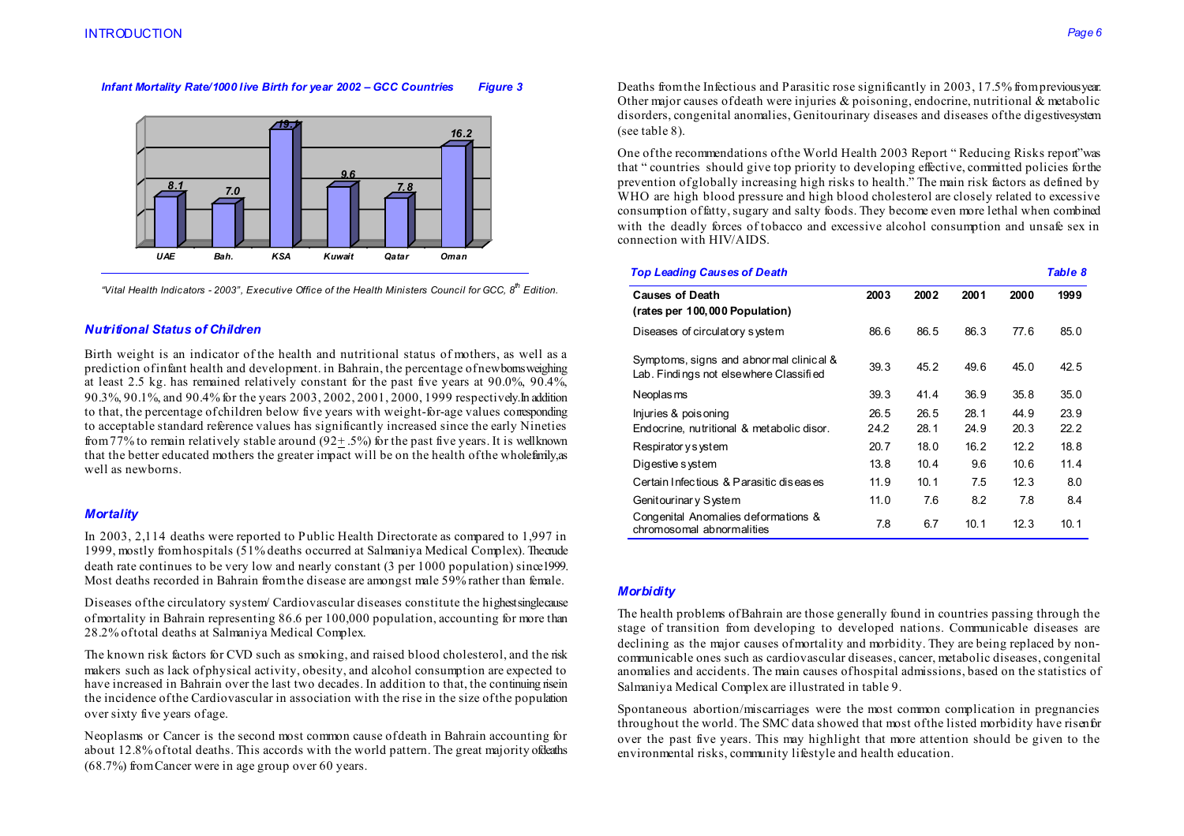*Infant Mortality Rate/1000 live Birth for year 2002 – GCC Countries* *Figure 3*

| UAE | Bah. | KSA | Kuwait | Qatar | Oman |
|---|---|---|---|---|---|
| 8.1 | 7.0 | 19.1 | 9.6 | 7.8 | 16.2 |

*"Vital Health Indicators - 2003", Executive Office of the Health Ministers Council for GCC, 8th Edition.*

### *Nutritional Status of Children*

Birth weight is an indicator of the health and nutritional status of mothers, as well as a prediction of infant health and development. in Bahrain, the percentage of newborns weighing at least 2.5 kg. has remained relatively constant for the past five years at 90.0%, 90.4%, 90.3%, 90.1%, and 90.4% for the years 2003, 2002, 2001, 2000, 1999 respectively. In addition to that, the percentage of children below five years with weight-for-age values corresponding to acceptable standard reference values has significantly increased since the early Nineties from 77% to remain relatively stable around (92± .5%) for the past five years. It is well known that the better educated mothers the greater impact will be on the health of the whole family, as well as newborns.

### *Mortality*

In 2003, 2,114 deaths were reported to Public Health Directorate as compared to 1,997 in 1999, mostly from hospitals (51% deaths occurred at Salmaniya Medical Complex). The crude death rate continues to be very low and nearly constant (3 per 1000 population) since 1999. Most deaths recorded in Bahrain from the disease are amongst male 59% rather than female.

Diseases of the circulatory system/ Cardiovascular diseases constitute the highest single cause of mortality in Bahrain representing 86.6 per 100,000 population, accounting for more than 28.2% of total deaths at Salmaniya Medical Complex.

The known risk factors for CVD such as smoking, and raised blood cholesterol, and the risk makers such as lack of physical activity, obesity, and alcohol consumption are expected to have increased in Bahrain over the last two decades. In addition to that, the continuing rise in the incidence of the Cardiovascular in association with the rise in the size of the population over sixty five years of age.

Neoplasms or Cancer is the second most common cause of death in Bahrain accounting for about 12.8% of total deaths. This accords with the world pattern. The great majority of deaths (68.7%) from Cancer were in age group over 60 years.

Deaths from the Infectious and Parasitic rose significantly in 2003, 17.5% from previous year. Other major causes of death were injuries & poisoning, endocrine, nutritional & metabolic disorders, congenital anomalies, Genitourinary diseases and diseases of the digestive system (see table 8).

One of the recommendations of the World Health 2003 Report " Reducing Risks report" was that " countries should give top priority to developing effective, committed policies for the prevention of globally increasing high risks to health." The main risk factors as defined by WHO are high blood pressure and high blood cholesterol are closely related to excessive consumption of fatty, sugary and salty foods. They become even more lethal when combined with the deadly forces of tobacco and excessive alcohol consumption and unsafe sex in connection with HIV/AIDS.

*Top Leading Causes of Death* *Table 8*

| Causes of Death (rates per 100,000 Population) | 2003 | 2002 | 2001 | 2000 | 1999 |
|---|---|---|---|---|---|
| Diseases of circulatory system | 86.6 | 86.5 | 86.3 | 77.6 | 85.0 |
| Symptoms, signs and abnormal clinical & Lab. Findings not elsewhere Classified | 39.3 | 45.2 | 49.6 | 45.0 | 42.5 |
| Neoplasms | 39.3 | 41.4 | 36.9 | 35.8 | 35.0 |
| Injuries & poisoning | 26.5 | 26.5 | 28.1 | 44.9 | 23.9 |
| Endocrine, nutritional & metabolic disor. | 24.2 | 28.1 | 24.9 | 20.3 | 22.2 |
| Respiratory system | 20.7 | 18.0 | 16.2 | 12.2 | 18.8 |
| Digestive system | 13.8 | 10.4 | 9.6 | 10.6 | 11.4 |
| Certain Infectious & Parasitic diseases | 11.9 | 10.1 | 7.5 | 12.3 | 8.0 |
| Genitourinary System | 11.0 | 7.6 | 8.2 | 7.8 | 8.4 |
| Congenital Anomalies deformations & chromosomal abnormalities | 7.8 | 6.7 | 10.1 | 12.3 | 10.1 |

### *Morbidity*

The health problems of Bahrain are those generally found in countries passing through the stage of transition from developing to developed nations. Communicable diseases are declining as the major causes of mortality and morbidity. They are being replaced by non-communicable ones such as cardiovascular diseases, cancer, metabolic diseases, congenital anomalies and accidents. The main causes of hospital admissions, based on the statistics of Salmaniya Medical Complex are illustrated in table 9.

Spontaneous abortion/miscarriages were the most common complication in pregnancies throughout the world. The SMC data showed that most of the listed morbidity have risen for over the past five years. This may highlight that more attention should be given to the environmental risks, community lifestyle and health education.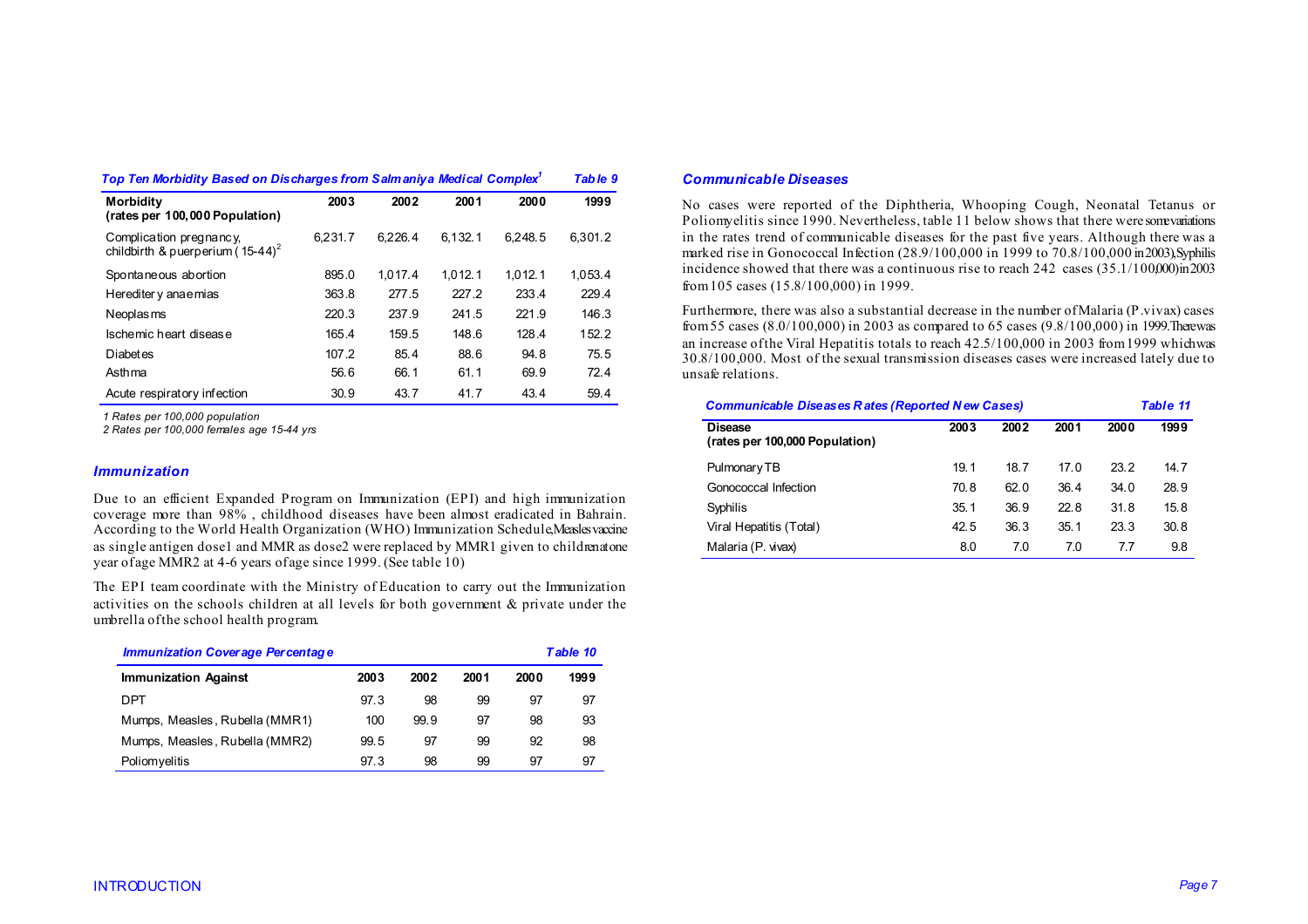| *Top Ten Morbidity Based on Discharges from Salmaniya Medical Complex[1]* | | | | | *Table 9* |
|---|---|---|---|---|---|
| **Morbidity (rates per 100,000 Population)** | **2003** | **2002** | **2001** | **2000** | **1999** |
| Complication pregnancy, childbirth & puerperium (15-44)[2] | 6,231.7 | 6,226.4 | 6,132.1 | 6,248.5 | 6,301.2 |
| Spontaneous abortion | 895.0 | 1,017.4 | 1,012.1 | 1,012.1 | 1,053.4 |
| Heredity anaemias | 363.8 | 277.5 | 227.2 | 233.4 | 229.4 |
| Neoplasms | 220.3 | 237.9 | 241.5 | 221.9 | 146.3 |
| Ischemic heart disease | 165.4 | 159.5 | 148.6 | 128.4 | 152.2 |
| Diabetes | 107.2 | 85.4 | 88.6 | 94.8 | 75.5 |
| Asthma | 56.6 | 66.1 | 61.1 | 69.9 | 72.4 |
| Acute respiratory infection | 30.9 | 43.7 | 41.7 | 43.4 | 59.4 |

*1 Rates per 100,000 population*
*2 Rates per 100,000 females age 15-44 yrs*

## *Immunization*

Due to an efficient Expanded Program on Immunization (EPI) and high immunization coverage more than 98% , childhood diseases have been almost eradicated in Bahrain. According to the World Health Organization (WHO) Immunization Schedule, Measles vaccine as single antigen dose1 and MMR as dose2 were replaced by MMR1 given to children at one year of age MMR2 at 4-6 years of age since 1999. (See table 10)

The EPI team coordinate with the Ministry of Education to carry out the Immunization activities on the schools children at all levels for both government & private under the umbrella of the school health program.

| *Immunization Coverage Percentage* | | | | | *Table 10* |
|---|---|---|---|---|---|
| **Immunization Against** | **2003** | **2002** | **2001** | **2000** | **1999** |
| DPT | 97.3 | 98 | 99 | 97 | 97 |
| Mumps, Measles, Rubella (MMR1) | 100 | 99.9 | 97 | 98 | 93 |
| Mumps, Measles, Rubella (MMR2) | 99.5 | 97 | 99 | 92 | 98 |
| Poliomyelitis | 97.3 | 98 | 99 | 97 | 97 |

## *Communicable Diseases*

No cases were reported of the Diphtheria, Whooping Cough, Neonatal Tetanus or Poliomyelitis since 1990. Nevertheless, table 11 below shows that there were some variations in the rates trend of communicable diseases for the past five years. Although there was a marked rise in Gonococcal Infection (28.9/100,000 in 1999 to 70.8/100,000 in 2003), Syphilis incidence showed that there was a continuous rise to reach 242 cases (35.1/100,000) in 2003 from 105 cases (15.8/100,000) in 1999.

Furthermore, there was also a substantial decrease in the number of Malaria (P.vivax) cases from 55 cases (8.0/100,000) in 2003 as compared to 65 cases (9.8/100,000) in 1999. There was an increase of the Viral Hepatitis totals to reach 42.5/100,000 in 2003 from 1999 which was 30.8/100,000. Most of the sexual transmission diseases cases were increased lately due to unsafe relations.

| *Communicable Diseases Rates (Reported New Cases)* | | | | | *Table 11* |
|---|---|---|---|---|---|
| **Disease (rates per 100,000 Population)** | **2003** | **2002** | **2001** | **2000** | **1999** |
| Pulmonary TB | 19.1 | 18.7 | 17.0 | 23.2 | 14.7 |
| Gonococcal Infection | 70.8 | 62.0 | 36.4 | 34.0 | 28.9 |
| Syphilis | 35.1 | 36.9 | 22.8 | 31.8 | 15.8 |
| Viral Hepatitis (Total) | 42.5 | 36.3 | 35.1 | 23.3 | 30.8 |
| Malaria (P. vivax) | 8.0 | 7.0 | 7.0 | 7.7 | 9.8 |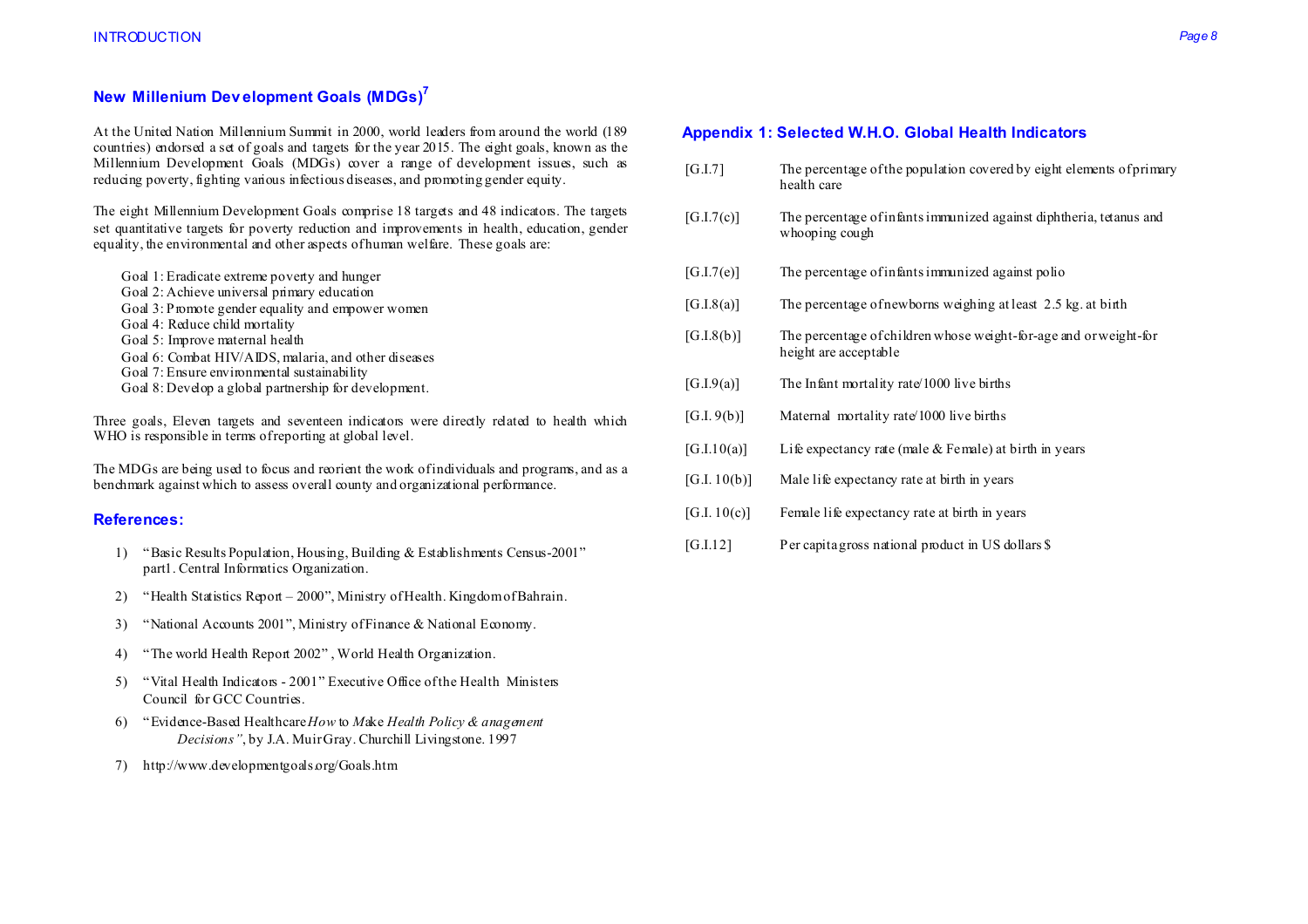## New Millenium Development Goals (MDGs)[7]

At the United Nation Millennium Summit in 2000, world leaders from around the world (189 countries) endorsed a set of goals and targets for the year 2015. The eight goals, known as the Millennium Development Goals (MDGs) cover a range of development issues, such as reducing poverty, fighting various infectious diseases, and promoting gender equity.

The eight Millennium Development Goals comprise 18 targets and 48 indicators. The targets set quantitative targets for poverty reduction and improvements in health, education, gender equality, the environmental and other aspects of human welfare. These goals are:

- Goal 1: Eradicate extreme poverty and hunger
- Goal 2: Achieve universal primary education
- Goal 3: Promote gender equality and empower women
- Goal 4: Reduce child mortality
- Goal 5: Improve maternal health
- Goal 6: Combat HIV/AIDS, malaria, and other diseases
- Goal 7: Ensure environmental sustainability
- Goal 8: Develop a global partnership for development.

Three goals, Eleven targets and seventeen indicators were directly related to health which WHO is responsible in terms of reporting at global level.

The MDGs are being used to focus and reorient the work of individuals and programs, and as a benchmark against which to assess overall county and organizational performance.

## References:

1) "Basic Results Population, Housing, Building & Establishments Census-2001" part1. Central Informatics Organization.
2) "Health Statistics Report – 2000", Ministry of Health. Kingdom of Bahrain.
3) "National Accounts 2001", Ministry of Finance & National Economy.
4) "The world Health Report 2002" , World Health Organization.
5) "Vital Health Indicators - 2001" Executive Office of the Health Ministers Council for GCC Countries.
6) "Evidence-Based Healthcare *How* to *M*ake *Health Policy & anagement Decisions"*, by J.A. Muir Gray. Churchill Livingstone. 1997
7) http://www.developmentgoals.org/Goals.htm

## Appendix 1: Selected W.H.O. Global Health Indicators

| | |
|---|---|
| [G.I.7] | The percentage of the population covered by eight elements of primary health care |
| [G.I.7(c)] | The percentage of infants immunized against diphtheria, tetanus and whooping cough |
| [G.I.7(e)] | The percentage of infants immunized against polio |
| [G.I.8(a)] | The percentage of newborns weighing at least 2.5 kg. at birth |
| [G.I.8(b)] | The percentage of children whose weight-for-age and or weight-for height are acceptable |
| [G.I.9(a)] | The Infant mortality rate/1000 live births |
| [G.I. 9(b)] | Maternal mortality rate/1000 live births |
| [G.I.10(a)] | Life expectancy rate (male & Female) at birth in years |
| [G.I. 10(b)] | Male life expectancy rate at birth in years |
| [G.I. 10(c)] | Female life expectancy rate at birth in years |
| [G.I.12] | Per capita gross national product in US dollars $ |